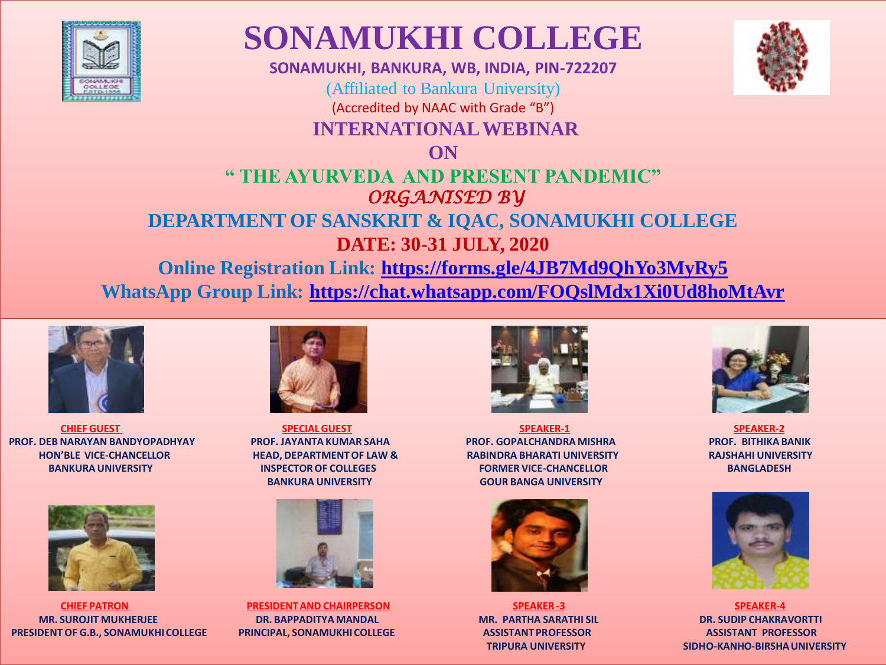# SONAMUKHI COLLEGE

**SONAMUKHI, BANKURA, WB, INDIA, PIN-722207**

(Affiliated to Bankura University)

(Accredited by NAAC with Grade "B")

## INTERNATIONAL WEBINAR

## ON

## " THE AYURVEDA AND PRESENT PANDEMIC"

*ORGANISED BY*

## DEPARTMENT OF SANSKRIT & IQAC, SONAMUKHI COLLEGE

**DATE: 30-31 JULY, 2020**

**Online Registration Link: https://forms.gle/4JB7Md9QhYo3MyRy5**

**WhatsApp Group Link: https://chat.whatsapp.com/FOQslMdx1Xi0Ud8hoMtAvr**

**CHIEF GUEST**
PROF. DEB NARAYAN BANDYOPADHYAY
HON'BLE VICE-CHANCELLOR
BANKURA UNIVERSITY

**SPECIAL GUEST**
PROF. JAYANTA KUMAR SAHA
HEAD, DEPARTMENT OF LAW &
INSPECTOR OF COLLEGES
BANKURA UNIVERSITY

**SPEAKER-1**
PROF. GOPALCHANDRA MISHRA
RABINDRA BHARATI UNIVERSITY
FORMER VICE-CHANCELLOR
GOUR BANGA UNIVERSITY

**SPEAKER-2**
PROF. BITHIKA BANIK
RAJSHAHI UNIVERSITY
BANGLADESH

**CHIEF PATRON**
MR. SUROJIT MUKHERJEE
PRESIDENT OF G.B., SONAMUKHI COLLEGE

**PRESIDENT AND CHAIRPERSON**
DR. BAPPADITYA MANDAL
PRINCIPAL, SONAMUKHI COLLEGE

**SPEAKER-3**
MR. PARTHA SARATHI SIL
ASSISTANT PROFESSOR
TRIPURA UNIVERSITY

**SPEAKER-4**
DR. SUDIP CHAKRAVORTTI
ASSISTANT PROFESSOR
SIDHO-KANHO-BIRSHA UNIVERSITY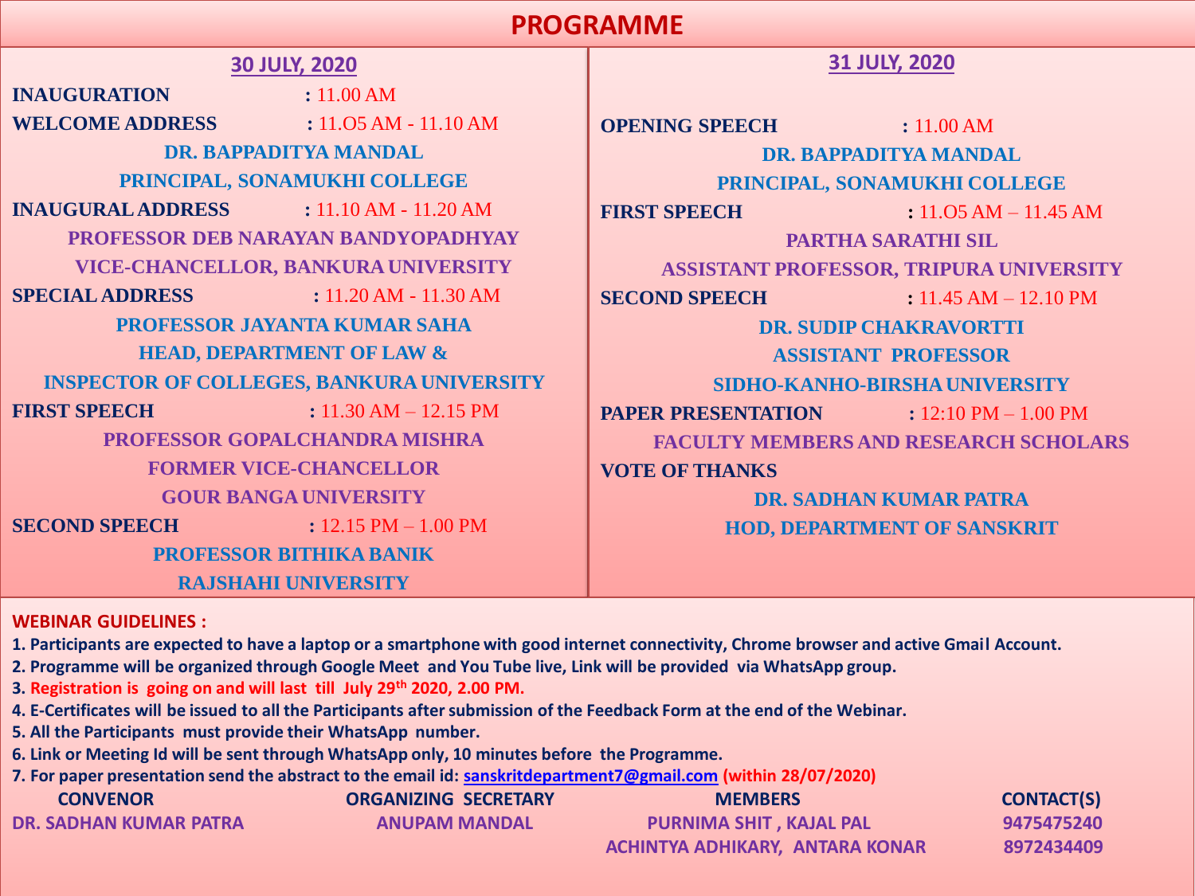# PROGRAMME

## 30 JULY, 2020

**INAUGURATION** : 11.00 AM

**WELCOME ADDRESS** : 11.O5 AM - 11.10 AM

DR. BAPPADITYA MANDAL
PRINCIPAL, SONAMUKHI COLLEGE

**INAUGURAL ADDRESS** : 11.10 AM - 11.20 AM

PROFESSOR DEB NARAYAN BANDYOPADHYAY
VICE-CHANCELLOR, BANKURA UNIVERSITY

**SPECIAL ADDRESS** : 11.20 AM - 11.30 AM

PROFESSOR JAYANTA KUMAR SAHA
HEAD, DEPARTMENT OF LAW &
INSPECTOR OF COLLEGES, BANKURA UNIVERSITY

**FIRST SPEECH** : 11.30 AM – 12.15 PM

PROFESSOR GOPALCHANDRA MISHRA
FORMER VICE-CHANCELLOR
GOUR BANGA UNIVERSITY

**SECOND SPEECH** : 12.15 PM – 1.00 PM

PROFESSOR BITHIKA BANIK
RAJSHAHI UNIVERSITY

## 31 JULY, 2020

**OPENING SPEECH** : 11.00 AM

DR. BAPPADITYA MANDAL
PRINCIPAL, SONAMUKHI COLLEGE

**FIRST SPEECH** : 11.O5 AM – 11.45 AM

PARTHA SARATHI SIL
ASSISTANT PROFESSOR, TRIPURA UNIVERSITY

**SECOND SPEECH** : 11.45 AM – 12.10 PM

DR. SUDIP CHAKRAVORTTI
ASSISTANT PROFESSOR
SIDHO-KANHO-BIRSHA UNIVERSITY

**PAPER PRESENTATION** : 12:10 PM – 1.00 PM

FACULTY MEMBERS AND RESEARCH SCHOLARS

**VOTE OF THANKS**

DR. SADHAN KUMAR PATRA
HOD, DEPARTMENT OF SANSKRIT

## WEBINAR GUIDELINES :

1. Participants are expected to have a laptop or a smartphone with good internet connectivity, Chrome browser and active Gmail Account.
2. Programme will be organized through Google Meet and You Tube live, Link will be provided via WhatsApp group.
3. Registration is going on and will last till July 29th 2020, 2.00 PM.
4. E-Certificates will be issued to all the Participants after submission of the Feedback Form at the end of the Webinar.
5. All the Participants must provide their WhatsApp number.
6. Link or Meeting Id will be sent through WhatsApp only, 10 minutes before the Programme.
7. For paper presentation send the abstract to the email id: sanskritdepartment7@gmail.com (within 28/07/2020)

| CONVENOR | ORGANIZING SECRETARY | MEMBERS | CONTACT(S) |
|---|---|---|---|
| DR. SADHAN KUMAR PATRA | ANUPAM MANDAL | PURNIMA SHIT , KAJAL PAL | 9475475240 |
| | | ACHINTYA ADHIKARY, ANTARA KONAR | 8972434409 |